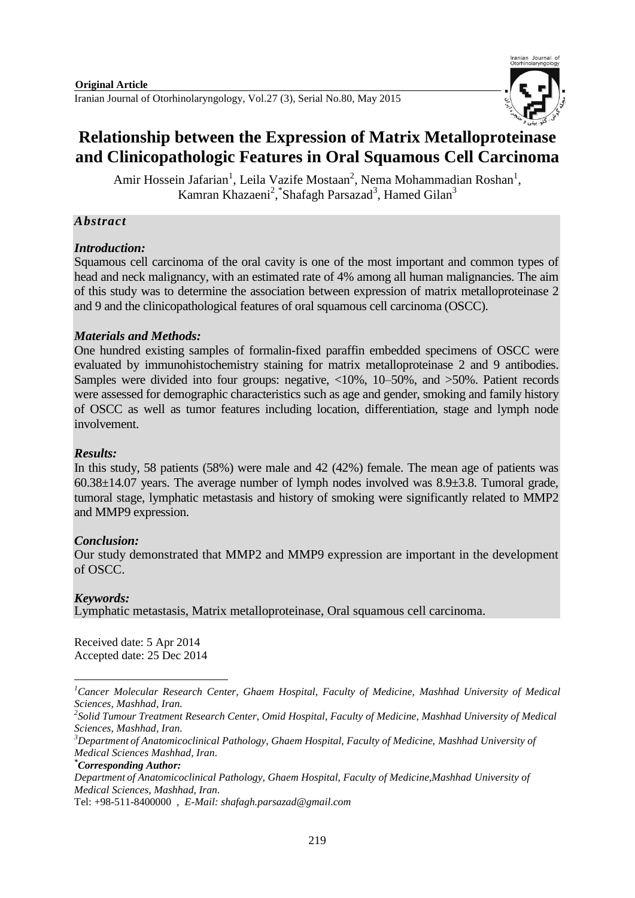**Original Article**

# Relationship between the Expression of Matrix Metalloproteinase and Clinicopathologic Features in Oral Squamous Cell Carcinoma

Amir Hossein Jafarian[1], Leila Vazife Mostaan[2], Nema Mohammadian Roshan[1], Kamran Khazaeni[2], [*]Shafagh Parsazad[3], Hamed Gilan[3]

## *Abstract*

### *Introduction:*

Squamous cell carcinoma of the oral cavity is one of the most important and common types of head and neck malignancy, with an estimated rate of 4% among all human malignancies. The aim of this study was to determine the association between expression of matrix metalloproteinase 2 and 9 and the clinicopathological features of oral squamous cell carcinoma (OSCC).

### *Materials and Methods:*

One hundred existing samples of formalin-fixed paraffin embedded specimens of OSCC were evaluated by immunohistochemistry staining for matrix metalloproteinase 2 and 9 antibodies. Samples were divided into four groups: negative, <10%, 10–50%, and >50%. Patient records were assessed for demographic characteristics such as age and gender, smoking and family history of OSCC as well as tumor features including location, differentiation, stage and lymph node involvement.

### *Results:*

In this study, 58 patients (58%) were male and 42 (42%) female. The mean age of patients was 60.38±14.07 years. The average number of lymph nodes involved was 8.9±3.8. Tumoral grade, tumoral stage, lymphatic metastasis and history of smoking were significantly related to MMP2 and MMP9 expression.

### *Conclusion:*

Our study demonstrated that MMP2 and MMP9 expression are important in the development of OSCC.

### *Keywords:*

Lymphatic metastasis, Matrix metalloproteinase, Oral squamous cell carcinoma.

Received date: 5 Apr 2014
Accepted date: 25 Dec 2014

---

[1]*Cancer Molecular Research Center, Ghaem Hospital, Faculty of Medicine, Mashhad University of Medical Sciences, Mashhad, Iran.*

[2]*Solid Tumour Treatment Research Center, Omid Hospital, Faculty of Medicine, Mashhad University of Medical Sciences, Mashhad, Iran.*

[3]*Department of Anatomicoclinical Pathology, Ghaem Hospital, Faculty of Medicine, Mashhad University of Medical Sciences Mashhad, Iran.*

[*]***Corresponding Author:***

*Department of Anatomicoclinical Pathology, Ghaem Hospital, Faculty of Medicine,Mashhad University of Medical Sciences, Mashhad, Iran.*

Tel: +98-511-8400000 , *E-Mail: shafagh.parsazad@gmail.com*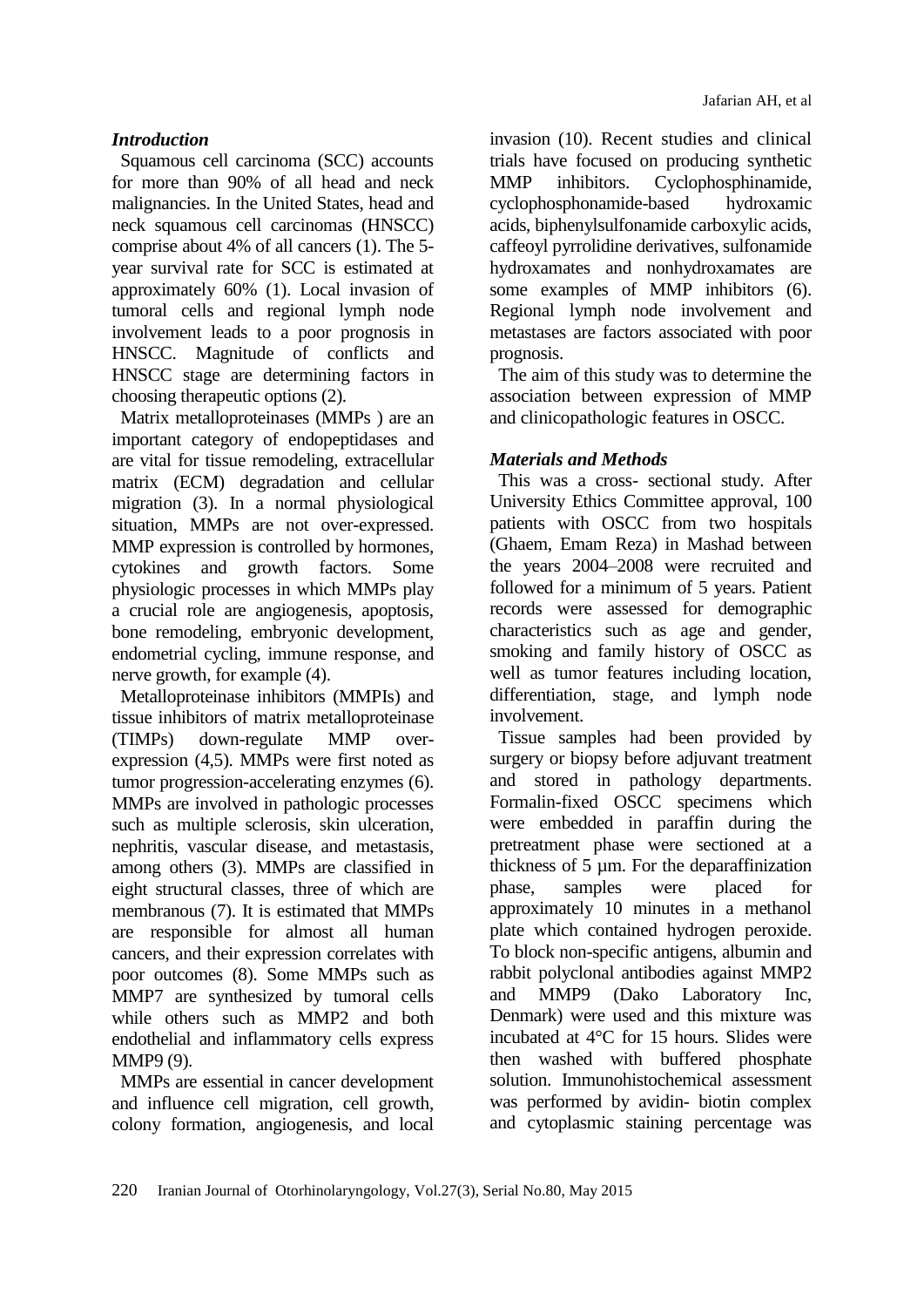### *Introduction*

Squamous cell carcinoma (SCC) accounts for more than 90% of all head and neck malignancies. In the United States, head and neck squamous cell carcinomas (HNSCC) comprise about 4% of all cancers (1). The 5-year survival rate for SCC is estimated at approximately 60% (1). Local invasion of tumoral cells and regional lymph node involvement leads to a poor prognosis in HNSCC. Magnitude of conflicts and HNSCC stage are determining factors in choosing therapeutic options (2).

Matrix metalloproteinases (MMPs ) are an important category of endopeptidases and are vital for tissue remodeling, extracellular matrix (ECM) degradation and cellular migration (3). In a normal physiological situation, MMPs are not over-expressed. MMP expression is controlled by hormones, cytokines and growth factors. Some physiologic processes in which MMPs play a crucial role are angiogenesis, apoptosis, bone remodeling, embryonic development, endometrial cycling, immune response, and nerve growth, for example (4).

Metalloproteinase inhibitors (MMPIs) and tissue inhibitors of matrix metalloproteinase (TIMPs) down-regulate MMP over-expression (4,5). MMPs were first noted as tumor progression-accelerating enzymes (6). MMPs are involved in pathologic processes such as multiple sclerosis, skin ulceration, nephritis, vascular disease, and metastasis, among others (3). MMPs are classified in eight structural classes, three of which are membranous (7). It is estimated that MMPs are responsible for almost all human cancers, and their expression correlates with poor outcomes (8). Some MMPs such as MMP7 are synthesized by tumoral cells while others such as MMP2 and both endothelial and inflammatory cells express MMP9 (9).

MMPs are essential in cancer development and influence cell migration, cell growth, colony formation, angiogenesis, and local invasion (10). Recent studies and clinical trials have focused on producing synthetic MMP inhibitors. Cyclophosphinamide, cyclophosphonamide-based hydroxamic acids, biphenylsulfonamide carboxylic acids, caffeoyl pyrrolidine derivatives, sulfonamide hydroxamates and nonhydroxamates are some examples of MMP inhibitors (6). Regional lymph node involvement and metastases are factors associated with poor prognosis.

The aim of this study was to determine the association between expression of MMP and clinicopathologic features in OSCC.

### *Materials and Methods*

This was a cross- sectional study. After University Ethics Committee approval, 100 patients with OSCC from two hospitals (Ghaem, Emam Reza) in Mashad between the years 2004–2008 were recruited and followed for a minimum of 5 years. Patient records were assessed for demographic characteristics such as age and gender, smoking and family history of OSCC as well as tumor features including location, differentiation, stage, and lymph node involvement.

Tissue samples had been provided by surgery or biopsy before adjuvant treatment and stored in pathology departments. Formalin-fixed OSCC specimens which were embedded in paraffin during the pretreatment phase were sectioned at a thickness of 5 µm. For the deparaffinization phase, samples were placed for approximately 10 minutes in a methanol plate which contained hydrogen peroxide. To block non-specific antigens, albumin and rabbit polyclonal antibodies against MMP2 and MMP9 (Dako Laboratory Inc, Denmark) were used and this mixture was incubated at 4°C for 15 hours. Slides were then washed with buffered phosphate solution. Immunohistochemical assessment was performed by avidin- biotin complex and cytoplasmic staining percentage was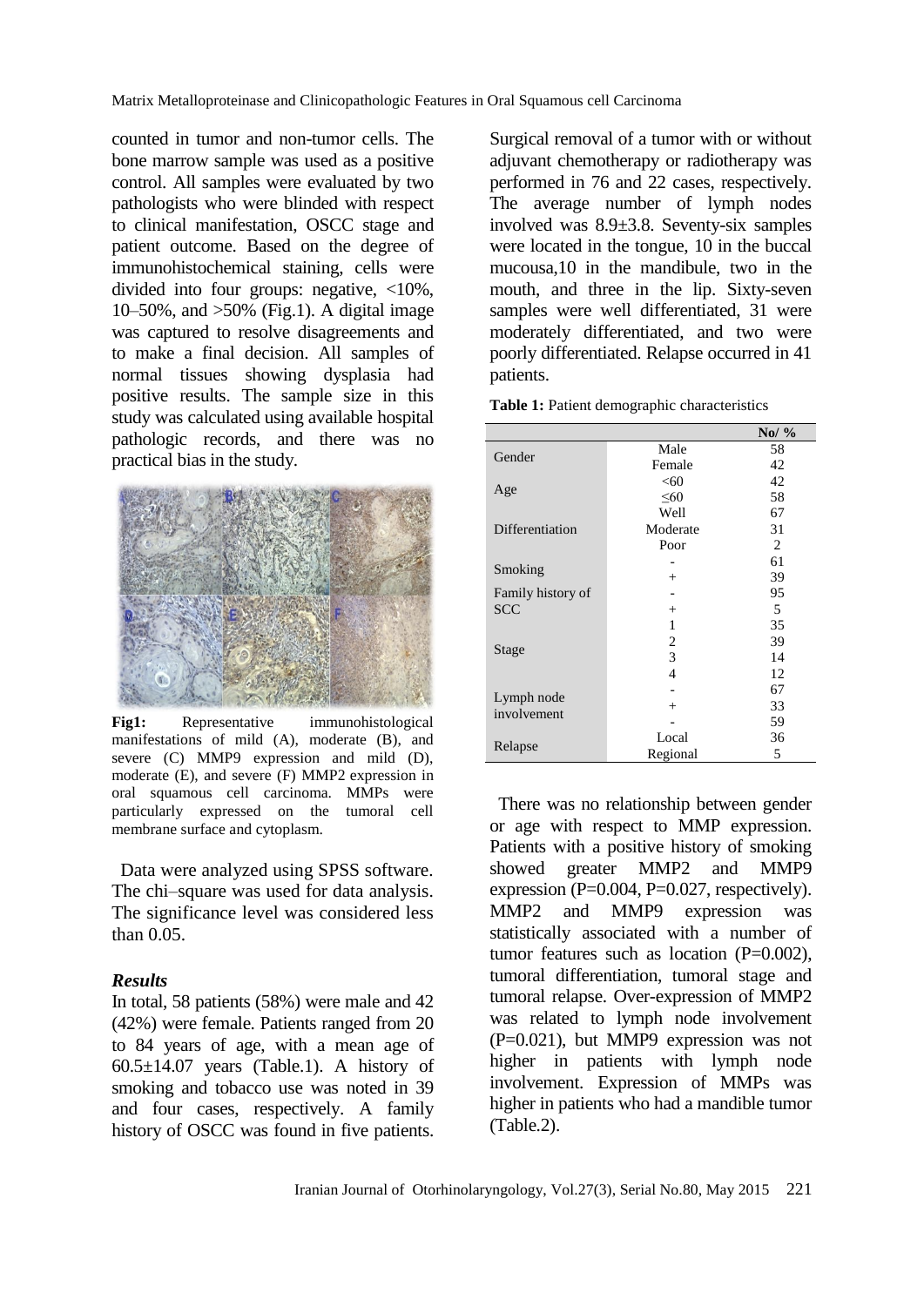counted in tumor and non-tumor cells. The bone marrow sample was used as a positive control. All samples were evaluated by two pathologists who were blinded with respect to clinical manifestation, OSCC stage and patient outcome. Based on the degree of immunohistochemical staining, cells were divided into four groups: negative, <10%, 10–50%, and >50% (Fig.1). A digital image was captured to resolve disagreements and to make a final decision. All samples of normal tissues showing dysplasia had positive results. The sample size in this study was calculated using available hospital pathologic records, and there was no practical bias in the study.

**Fig1:** Representative immunohistological manifestations of mild (A), moderate (B), and severe (C) MMP9 expression and mild (D), moderate (E), and severe (F) MMP2 expression in oral squamous cell carcinoma. MMPs were particularly expressed on the tumoral cell membrane surface and cytoplasm.

Data were analyzed using SPSS software. The chi–square was used for data analysis. The significance level was considered less than 0.05.

### *Results*

In total, 58 patients (58%) were male and 42 (42%) were female. Patients ranged from 20 to 84 years of age, with a mean age of 60.5±14.07 years (Table.1). A history of smoking and tobacco use was noted in 39 and four cases, respectively. A family history of OSCC was found in five patients. Surgical removal of a tumor with or without adjuvant chemotherapy or radiotherapy was performed in 76 and 22 cases, respectively. The average number of lymph nodes involved was 8.9±3.8. Seventy-six samples were located in the tongue, 10 in the buccal mucousa,10 in the mandibule, two in the mouth, and three in the lip. Sixty-seven samples were well differentiated, 31 were moderately differentiated, and two were poorly differentiated. Relapse occurred in 41 patients.

**Table 1:** Patient demographic characteristics

| | | No/ % |
|---|---|---|
| Gender | Male | 58 |
| | Female | 42 |
| Age | <60 | 42 |
| | ≤60 | 58 |
| Differentiation | Well | 67 |
| | Moderate | 31 |
| | Poor | 2 |
| Smoking | - | 61 |
| | + | 39 |
| Family history of SCC | - | 95 |
| | + | 5 |
| Stage | 1 | 35 |
| | 2 | 39 |
| | 3 | 14 |
| | 4 | 12 |
| Lymph node involvement | - | 67 |
| | + | 33 |
| Relapse | - | 59 |
| | Local | 36 |
| | Regional | 5 |

There was no relationship between gender or age with respect to MMP expression. Patients with a positive history of smoking showed greater MMP2 and MMP9 expression (P=0.004, P=0.027, respectively). MMP2 and MMP9 expression was statistically associated with a number of tumor features such as location (P=0.002), tumoral differentiation, tumoral stage and tumoral relapse. Over-expression of MMP2 was related to lymph node involvement (P=0.021), but MMP9 expression was not higher in patients with lymph node involvement. Expression of MMPs was higher in patients who had a mandible tumor (Table.2).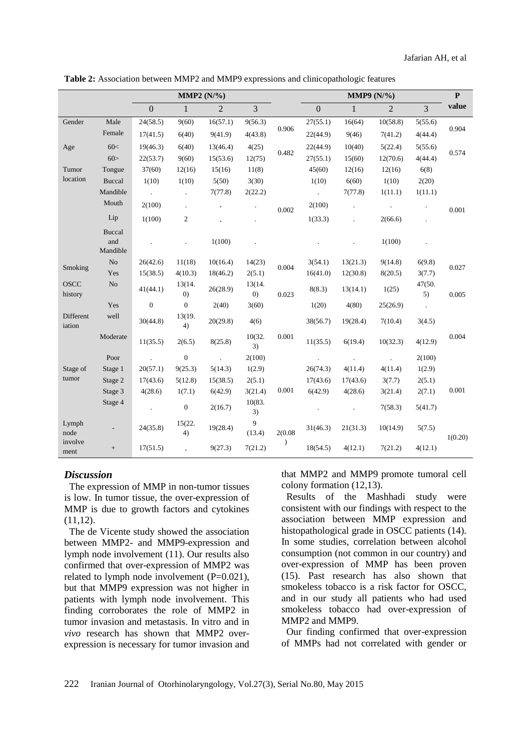**Table 2:** Association between MMP2 and MMP9 expressions and clinicopathologic features

| | | MMP2 (N/%) | | | | | MMP9 (N/%) | | | | P value |
|---|---|---|---|---|---|---|---|---|---|---|---|
| | | 0 | 1 | 2 | 3 | | 0 | 1 | 2 | 3 | |
| Gender | Male | 24(58.5) | 9(60) | 16(57.1) | 9(56.3) | 0.906 | 27(55.1) | 16(64) | 10(58.8) | 5(55.6) | 0.904 |
| | Female | 17(41.5) | 6(40) | 9(41.9) | 4(43.8) | | 22(44.9) | 9(46) | 7(41.2) | 4(44.4) | |
| Age | 60< | 19(46.3) | 6(40) | 13(46.4) | 4(25) | 0.482 | 22(44.9) | 10(40) | 5(22.4) | 5(55.6) | 0.574 |
| | 60> | 22(53.7) | 9(60) | 15(53.6) | 12(75) | | 27(55.1) | 15(60) | 12(70.6) | 4(44.4) | |
| Tumor location | Tongue | 37(60) | 12(16) | 15(16) | 11(8) | 0.002 | 45(60) | 12(16) | 12(16) | 6(8) | 0.001 |
| | Buccal | 1(10) | 1(10) | 5(50) | 3(30) | | 1(10) | 6(60) | 1(10) | 2(20) | |
| | Mandible | . | . | 7(77.8) | 2(22.2) | | . | 7(77.8) | 1(11.1) | 1(11.1) | |
| | Mouth | 2(100) | . | . | . | | 2(100) | . | . | . | |
| | Lip | 1(100) | 2 | . | . | | 1(33.3) | . | 2(66.6) | . | |
| | Buccal and Mandible | . | . | 1(100) | . | | . | . | 1(100) | . | |
| Smoking | No | 26(42.6) | 11(18) | 10(16.4) | 14(23) | 0.004 | 3(54.1) | 13(21.3) | 9(14.8) | 6(9.8) | 0.027 |
| | Yes | 15(38.5) | 4(10.3) | 18(46.2) | 2(5.1) | | 16(41.0) | 12(30.8) | 8(20.5) | 3(7.7) | |
| OSCC history | No | 41(44.1) | 13(14.0) | 26(28.9) | 13(14.0) | 0.023 | 8(8.3) | 13(14.1) | 1(25) | 47(50.5) | 0.005 |
| | Yes | 0 | 0 | 2(40) | 3(60) | | 1(20) | 4(80) | 25(26.9) | . | |
| Differentiation | well | 30(44.8) | 13(19.4) | 20(29.8) | 4(6) | 0.001 | 38(56.7) | 19(28.4) | 7(10.4) | 3(4.5) | 0.004 |
| | Moderate | 11(35.5) | 2(6.5) | 8(25.8) | 10(32.3) | | 11(35.5) | 6(19.4) | 10(32.3) | 4(12.9) | |
| | Poor | . | 0 | . | 2(100) | | . | . | . | 2(100) | |
| Stage of tumor | Stage 1 | 20(57.1) | 9(25.3) | 5(14.3) | 1(2.9) | 0.001 | 26(74.3) | 4(11.4) | 4(11.4) | 1(2.9) | 0.001 |
| | Stage 2 | 17(43.6) | 5(12.8) | 15(38.5) | 2(5.1) | | 17(43.6) | 17(43.6) | 3(7.7) | 2(5.1) | |
| | Stage 3 | 4(28.6) | 1(7.1) | 6(42.9) | 3(21.4) | | 6(42.9) | 4(28.6) | 3(21.4) | 2(7.1) | |
| | Stage 4 | . | 0 | 2(16.7) | 10(83.3) | | . | . | 7(58.3) | 5(41.7) | |
| Lymph node involvement | - | 24(35.8) | 15(22.4) | 19(28.4) | 9 (13.4) | 2(0.08) | 31(46.3) | 21(31.3) | 10(14.9) | 5(7.5) | 1(0.20) |
| | + | 17(51.5) | . | 9(27.3) | 7(21.2) | | 18(54.5) | 4(12.1) | 7(21.2) | 4(12.1) | |

## *Discussion*

The expression of MMP in non-tumor tissues is low. In tumor tissue, the over-expression of MMP is due to growth factors and cytokines (11,12).

The de Vicente study showed the association between MMP2- and MMP9-expression and lymph node involvement (11). Our results also confirmed that over-expression of MMP2 was related to lymph node involvement (P=0.021), but that MMP9 expression was not higher in patients with lymph node involvement. This finding corroborates the role of MMP2 in tumor invasion and metastasis. In vitro and in *vivo* research has shown that MMP2 over-expression is necessary for tumor invasion and that MMP2 and MMP9 promote tumoral cell colony formation (12,13).

Results of the Mashhadi study were consistent with our findings with respect to the association between MMP expression and histopathological grade in OSCC patients (14). In some studies, correlation between alcohol consumption (not common in our country) and over-expression of MMP has been proven (15). Past research has also shown that smokeless tobacco is a risk factor for OSCC, and in our study all patients who had used smokeless tobacco had over-expression of MMP2 and MMP9.

Our finding confirmed that over-expression of MMPs had not correlated with gender or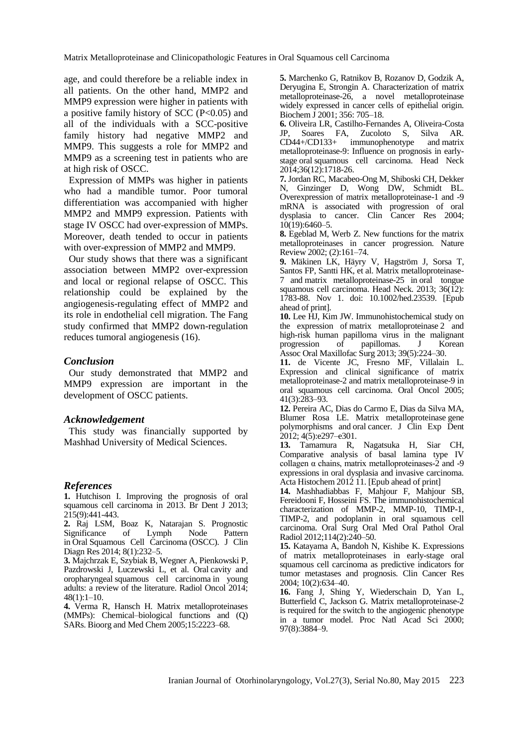age, and could therefore be a reliable index in all patients. On the other hand, MMP2 and MMP9 expression were higher in patients with a positive family history of SCC ($P<0.05$) and all of the individuals with a SCC-positive family history had negative MMP2 and MMP9. This suggests a role for MMP2 and MMP9 as a screening test in patients who are at high risk of OSCC.

Expression of MMPs was higher in patients who had a mandible tumor. Poor tumoral differentiation was accompanied with higher MMP2 and MMP9 expression. Patients with stage IV OSCC had over-expression of MMPs. Moreover, death tended to occur in patients with over-expression of MMP2 and MMP9.

Our study shows that there was a significant association between MMP2 over-expression and local or regional relapse of OSCC. This relationship could be explained by the angiogenesis-regulating effect of MMP2 and its role in endothelial cell migration. The Fang study confirmed that MMP2 down-regulation reduces tumoral angiogenesis (16).

### *Conclusion*

Our study demonstrated that MMP2 and MMP9 expression are important in the development of OSCC patients.

### *Acknowledgement*

This study was financially supported by Mashhad University of Medical Sciences.

### *References*

**1.** Hutchison I. Improving the prognosis of oral squamous cell carcinoma in 2013. Br Dent J 2013; 215(9):441-443.

**2.** Raj LSM, Boaz K, Natarajan S. Prognostic Significance of Lymph Node Pattern in Oral Squamous Cell Carcinoma (OSCC). J Clin Diagn Res 2014; 8(1):232–5.

**3.** Majchrzak E, Szybiak B, Wegner A, Pienkowski P, Pazdrowski J, Luczewski L, et al. Oral cavity and oropharyngeal squamous cell carcinoma in young adults: a review of the literature. Radiol Oncol 2014; 48(1):1–10.

**4.** Verma R, Hansch H. Matrix metalloproteinases (MMPs): Chemical–biological functions and (Q) SARs. Bioorg and Med Chem 2005;15:2223–68.

**5.** Marchenko G, Ratnikov B, Rozanov D, Godzik A, Deryugina E, Strongin A. Characterization of matrix metalloproteinase-26, a novel metalloproteinase widely expressed in cancer cells of epithelial origin. Biochem J 2001; 356: 705–18.

**6.** Oliveira LR, Castilho-Fernandes A, Oliveira-Costa JP, Soares FA, Zucoloto S, Silva AR. CD44+/CD133+ immunophenotype and matrix metalloproteinase-9: Influence on prognosis in early-stage oral squamous cell carcinoma. Head Neck 2014;36(12):1718-26.

**7.** Jordan RC, Macabeo-Ong M, Shiboski CH, Dekker N, Ginzinger D, Wong DW, Schmidt BL. Overexpression of matrix metalloproteinase-1 and -9 mRNA is associated with progression of oral dysplasia to cancer. Clin Cancer Res 2004; 10(19):6460–5.

**8.** Egeblad M, Werb Z. New functions for the matrix metalloproteinases in cancer progression. Nature Review 2002; (2):161–74.

**9.** Mäkinen LK, Häyry V, Hagström J, Sorsa T, Santos FP, Santti HK, et al. Matrix metalloproteinase-7 and matrix metalloproteinase-25 in oral tongue squamous cell carcinoma. Head Neck. 2013; 36(12): 1783-88. Nov 1. doi: 10.1002/hed.23539. [Epub ahead of print].

**10.** Lee HJ, Kim JW. Immunohistochemical study on the expression of matrix metalloproteinase 2 and high-risk human papilloma virus in the malignant progression of papillomas. J Korean Assoc Oral Maxillofac Surg 2013; 39(5):224–30.

**11.** de Vicente JC, Fresno MF, Villalain L. Expression and clinical significance of matrix metalloproteinase-2 and matrix metalloproteinase-9 in oral squamous cell carcinoma. Oral Oncol 2005; 41(3):283–93.

**12.** Pereira AC, Dias do Carmo E, Dias da Silva MA, Blumer Rosa LE. Matrix metalloproteinase gene polymorphisms and oral cancer. J Clin Exp Dent 2012; 4(5):e297–e301.

**13.** Tamamura R, Nagatsuka H, Siar CH, Comparative analysis of basal lamina type IV collagen α chains, matrix metalloproteinases-2 and -9 expressions in oral dysplasia and invasive carcinoma. Acta Histochem 2012 11. [Epub ahead of print]

**14.** Mashhadiabbas F, Mahjour F, Mahjour SB, Fereidooni F, Hosseini FS. The immunohistochemical characterization of MMP-2, MMP-10, TIMP-1, TIMP-2, and podoplanin in oral squamous cell carcinoma. Oral Surg Oral Med Oral Pathol Oral Radiol 2012;114(2):240–50.

**15.** Katayama A, Bandoh N, Kishibe K. Expressions of matrix metalloproteinases in early-stage oral squamous cell carcinoma as predictive indicators for tumor metastases and prognosis. Clin Cancer Res 2004; 10(2):634–40.

**16.** Fang J, Shing Y, Wiederschain D, Yan L, Butterfield C, Jackson G. Matrix metalloproteinase-2 is required for the switch to the angiogenic phenotype in a tumor model. Proc Natl Acad Sci 2000; 97(8):3884–9.